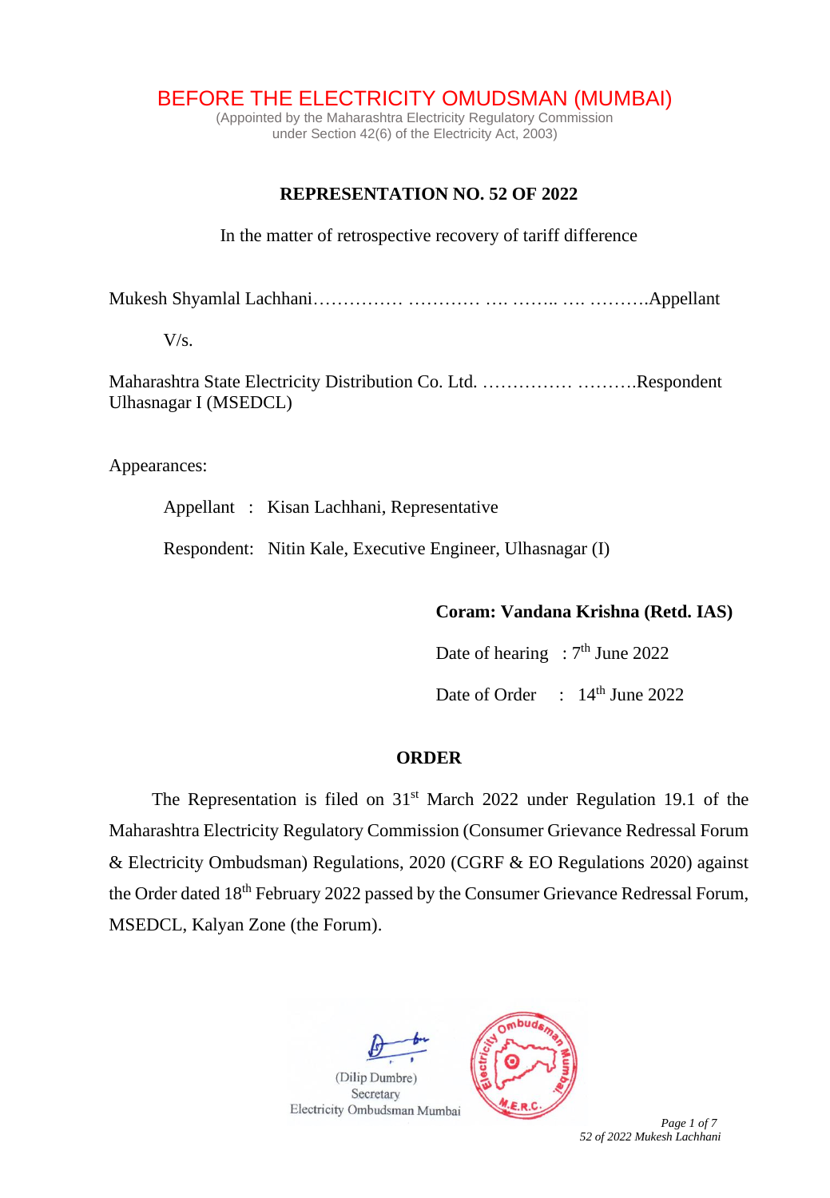# BEFORE THE ELECTRICITY OMUDSMAN (MUMBAI)

(Appointed by the Maharashtra Electricity Regulatory Commission
under Section 42(6) of the Electricity Act, 2003)

## REPRESENTATION NO. 52 OF 2022

In the matter of retrospective recovery of tariff difference

Mukesh Shyamlal Lachhani…………… ………… …. …….. …. ……….Appellant

V/s.

Maharashtra State Electricity Distribution Co. Ltd. …………… ……….Respondent
Ulhasnagar I (MSEDCL)

Appearances:

Appellant : Kisan Lachhani, Representative

Respondent: Nitin Kale, Executive Engineer, Ulhasnagar (I)

**Coram: Vandana Krishna (Retd. IAS)**

Date of hearing : 7th June 2022

Date of Order : 14th June 2022

## ORDER

The Representation is filed on 31st March 2022 under Regulation 19.1 of the Maharashtra Electricity Regulatory Commission (Consumer Grievance Redressal Forum & Electricity Ombudsman) Regulations, 2020 (CGRF & EO Regulations 2020) against the Order dated 18th February 2022 passed by the Consumer Grievance Redressal Forum, MSEDCL, Kalyan Zone (the Forum).

(Dilip Dumbre)
Secretary
Electricity Ombudsman Mumbai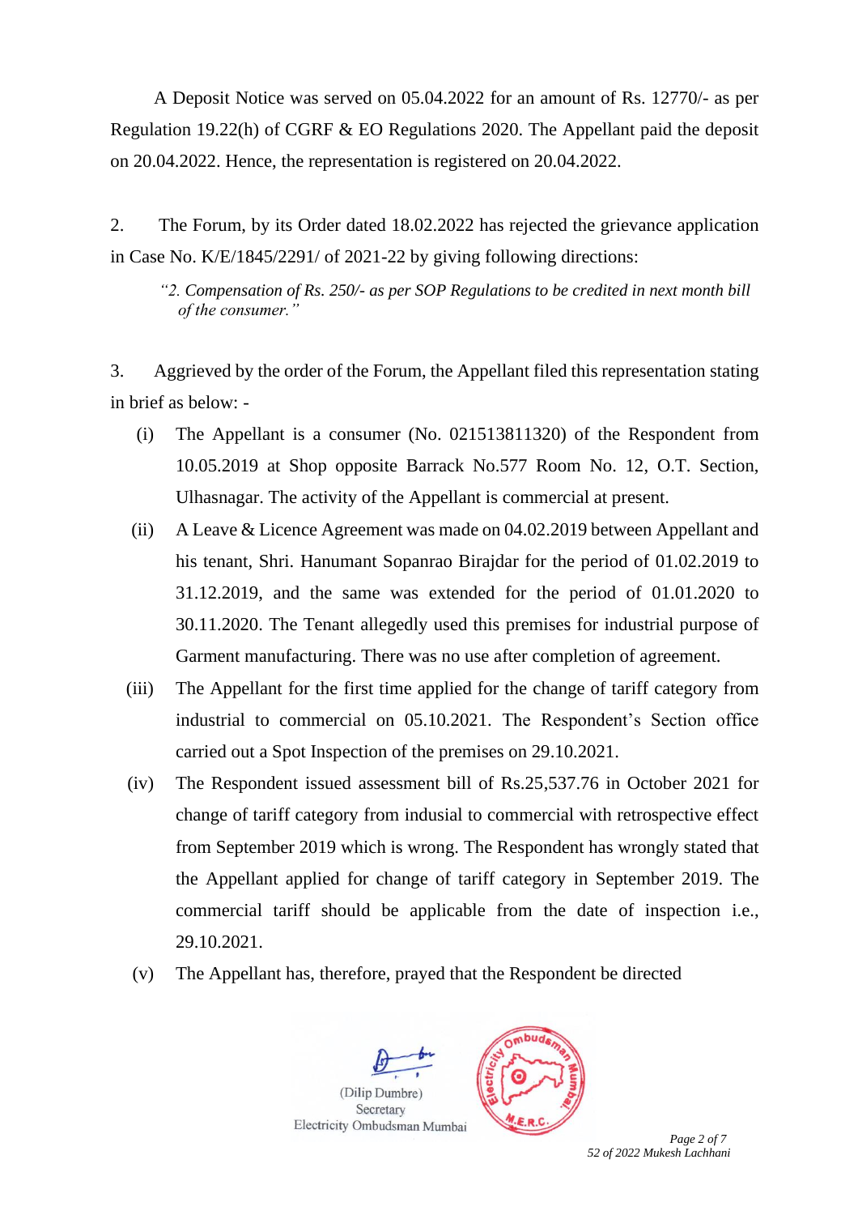A Deposit Notice was served on 05.04.2022 for an amount of Rs. 12770/- as per Regulation 19.22(h) of CGRF & EO Regulations 2020. The Appellant paid the deposit on 20.04.2022. Hence, the representation is registered on 20.04.2022.

2. The Forum, by its Order dated 18.02.2022 has rejected the grievance application in Case No. K/E/1845/2291/ of 2021-22 by giving following directions:

> *"2. Compensation of Rs. 250/- as per SOP Regulations to be credited in next month bill of the consumer."*

3. Aggrieved by the order of the Forum, the Appellant filed this representation stating in brief as below: -

(i) The Appellant is a consumer (No. 021513811320) of the Respondent from 10.05.2019 at Shop opposite Barrack No.577 Room No. 12, O.T. Section, Ulhasnagar. The activity of the Appellant is commercial at present.

(ii) A Leave & Licence Agreement was made on 04.02.2019 between Appellant and his tenant, Shri. Hanumant Sopanrao Birajdar for the period of 01.02.2019 to 31.12.2019, and the same was extended for the period of 01.01.2020 to 30.11.2020. The Tenant allegedly used this premises for industrial purpose of Garment manufacturing. There was no use after completion of agreement.

(iii) The Appellant for the first time applied for the change of tariff category from industrial to commercial on 05.10.2021. The Respondent's Section office carried out a Spot Inspection of the premises on 29.10.2021.

(iv) The Respondent issued assessment bill of Rs.25,537.76 in October 2021 for change of tariff category from indusial to commercial with retrospective effect from September 2019 which is wrong. The Respondent has wrongly stated that the Appellant applied for change of tariff category in September 2019. The commercial tariff should be applicable from the date of inspection i.e., 29.10.2021.

(v) The Appellant has, therefore, prayed that the Respondent be directed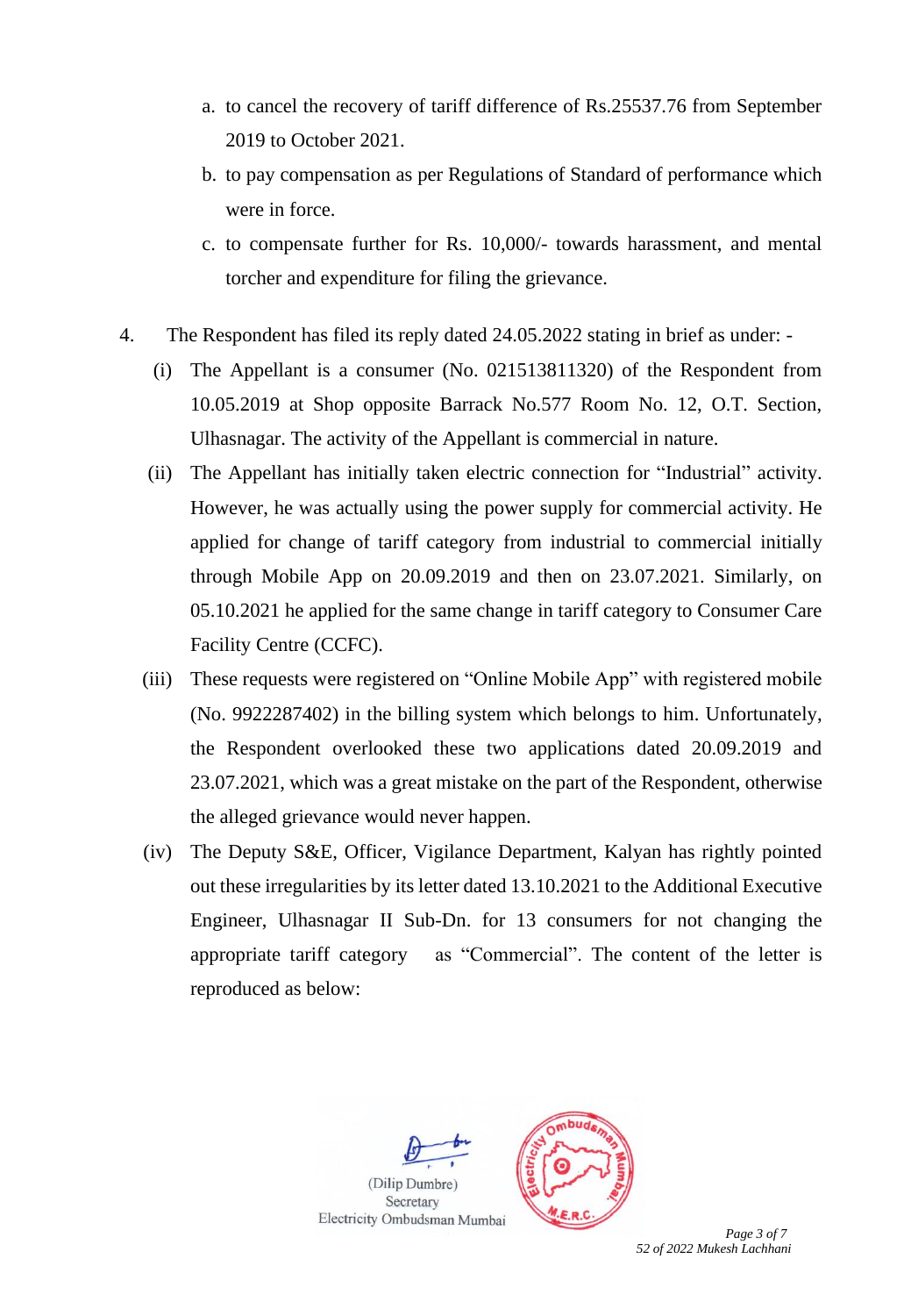a. to cancel the recovery of tariff difference of Rs.25537.76 from September 2019 to October 2021.
b. to pay compensation as per Regulations of Standard of performance which were in force.
c. to compensate further for Rs. 10,000/- towards harassment, and mental torcher and expenditure for filing the grievance.

4. The Respondent has filed its reply dated 24.05.2022 stating in brief as under: -

(i) The Appellant is a consumer (No. 021513811320) of the Respondent from 10.05.2019 at Shop opposite Barrack No.577 Room No. 12, O.T. Section, Ulhasnagar. The activity of the Appellant is commercial in nature.

(ii) The Appellant has initially taken electric connection for "Industrial" activity. However, he was actually using the power supply for commercial activity. He applied for change of tariff category from industrial to commercial initially through Mobile App on 20.09.2019 and then on 23.07.2021. Similarly, on 05.10.2021 he applied for the same change in tariff category to Consumer Care Facility Centre (CCFC).

(iii) These requests were registered on "Online Mobile App" with registered mobile (No. 9922287402) in the billing system which belongs to him. Unfortunately, the Respondent overlooked these two applications dated 20.09.2019 and 23.07.2021, which was a great mistake on the part of the Respondent, otherwise the alleged grievance would never happen.

(iv) The Deputy S&E, Officer, Vigilance Department, Kalyan has rightly pointed out these irregularities by its letter dated 13.10.2021 to the Additional Executive Engineer, Ulhasnagar II Sub-Dn. for 13 consumers for not changing the appropriate tariff category as "Commercial". The content of the letter is reproduced as below:

(Dilip Dumbre)
Secretary
Electricity Ombudsman Mumbai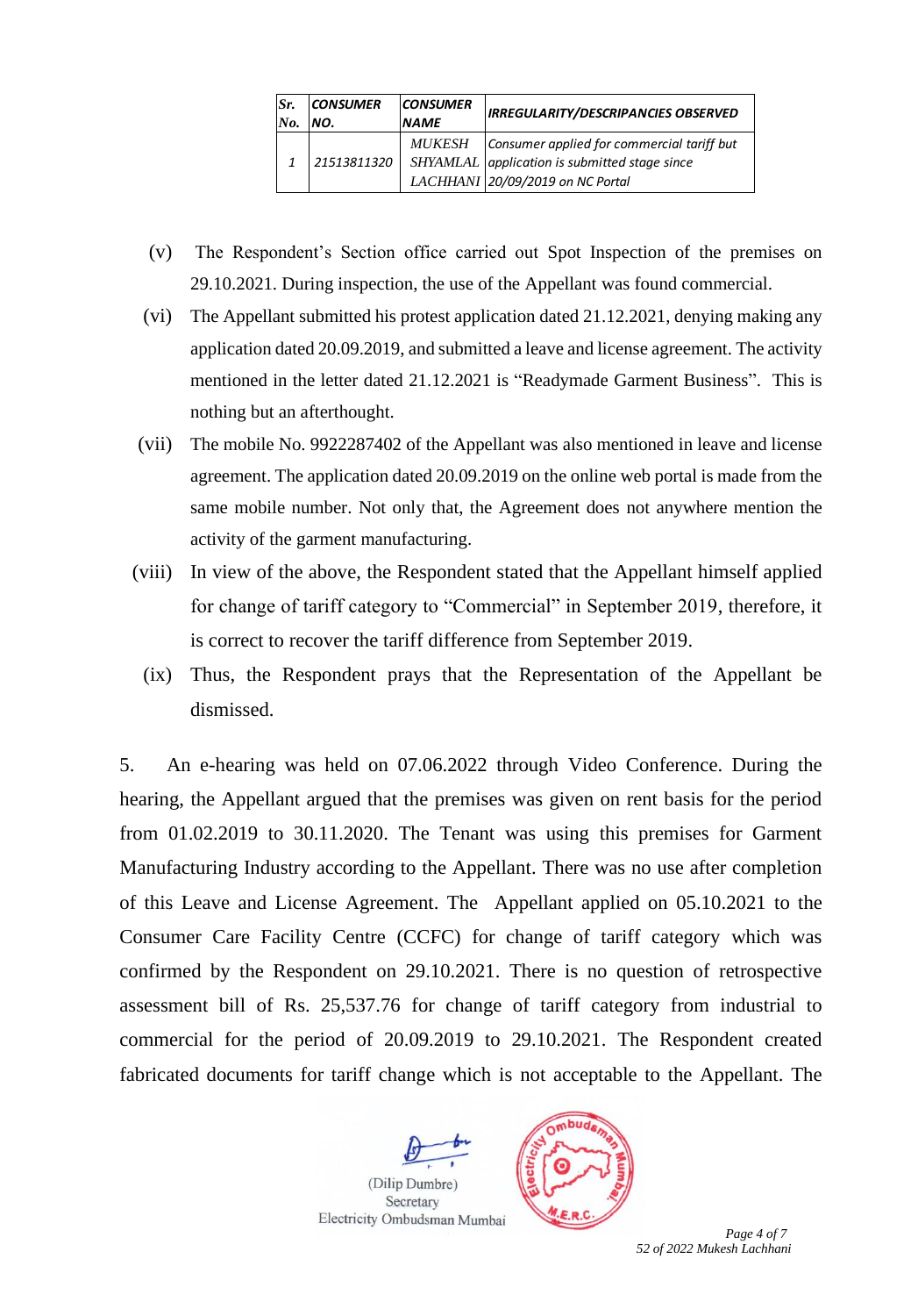| Sr. No. | CONSUMER NO. | CONSUMER NAME | IRREGULARITY/DESCRIPANCIES OBSERVED |
|---|---|---|---|
| 1 | 21513811320 | MUKESH SHYAMLAL LACHHANI | Consumer applied for commercial tariff but application is submitted stage since 20/09/2019 on NC Portal |

(v) The Respondent's Section office carried out Spot Inspection of the premises on 29.10.2021. During inspection, the use of the Appellant was found commercial.

(vi) The Appellant submitted his protest application dated 21.12.2021, denying making any application dated 20.09.2019, and submitted a leave and license agreement. The activity mentioned in the letter dated 21.12.2021 is "Readymade Garment Business". This is nothing but an afterthought.

(vii) The mobile No. 9922287402 of the Appellant was also mentioned in leave and license agreement. The application dated 20.09.2019 on the online web portal is made from the same mobile number. Not only that, the Agreement does not anywhere mention the activity of the garment manufacturing.

(viii) In view of the above, the Respondent stated that the Appellant himself applied for change of tariff category to "Commercial" in September 2019, therefore, it is correct to recover the tariff difference from September 2019.

(ix) Thus, the Respondent prays that the Representation of the Appellant be dismissed.

5. An e-hearing was held on 07.06.2022 through Video Conference. During the hearing, the Appellant argued that the premises was given on rent basis for the period from 01.02.2019 to 30.11.2020. The Tenant was using this premises for Garment Manufacturing Industry according to the Appellant. There was no use after completion of this Leave and License Agreement. The Appellant applied on 05.10.2021 to the Consumer Care Facility Centre (CCFC) for change of tariff category which was confirmed by the Respondent on 29.10.2021. There is no question of retrospective assessment bill of Rs. 25,537.76 for change of tariff category from industrial to commercial for the period of 20.09.2019 to 29.10.2021. The Respondent created fabricated documents for tariff change which is not acceptable to the Appellant. The

(Dilip Dumbre)
Secretary
Electricity Ombudsman Mumbai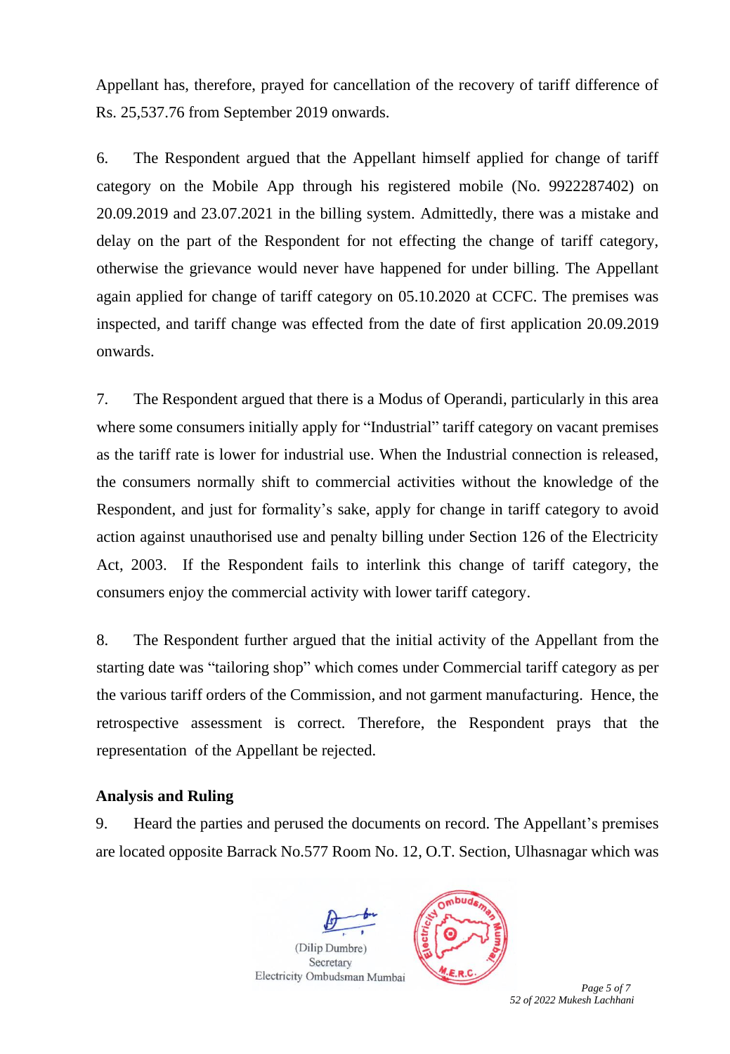Appellant has, therefore, prayed for cancellation of the recovery of tariff difference of Rs. 25,537.76 from September 2019 onwards.

6. The Respondent argued that the Appellant himself applied for change of tariff category on the Mobile App through his registered mobile (No. 9922287402) on 20.09.2019 and 23.07.2021 in the billing system. Admittedly, there was a mistake and delay on the part of the Respondent for not effecting the change of tariff category, otherwise the grievance would never have happened for under billing. The Appellant again applied for change of tariff category on 05.10.2020 at CCFC. The premises was inspected, and tariff change was effected from the date of first application 20.09.2019 onwards.

7. The Respondent argued that there is a Modus of Operandi, particularly in this area where some consumers initially apply for "Industrial" tariff category on vacant premises as the tariff rate is lower for industrial use. When the Industrial connection is released, the consumers normally shift to commercial activities without the knowledge of the Respondent, and just for formality's sake, apply for change in tariff category to avoid action against unauthorised use and penalty billing under Section 126 of the Electricity Act, 2003. If the Respondent fails to interlink this change of tariff category, the consumers enjoy the commercial activity with lower tariff category.

8. The Respondent further argued that the initial activity of the Appellant from the starting date was "tailoring shop" which comes under Commercial tariff category as per the various tariff orders of the Commission, and not garment manufacturing. Hence, the retrospective assessment is correct. Therefore, the Respondent prays that the representation of the Appellant be rejected.

**Analysis and Ruling**

9. Heard the parties and perused the documents on record. The Appellant's premises are located opposite Barrack No.577 Room No. 12, O.T. Section, Ulhasnagar which was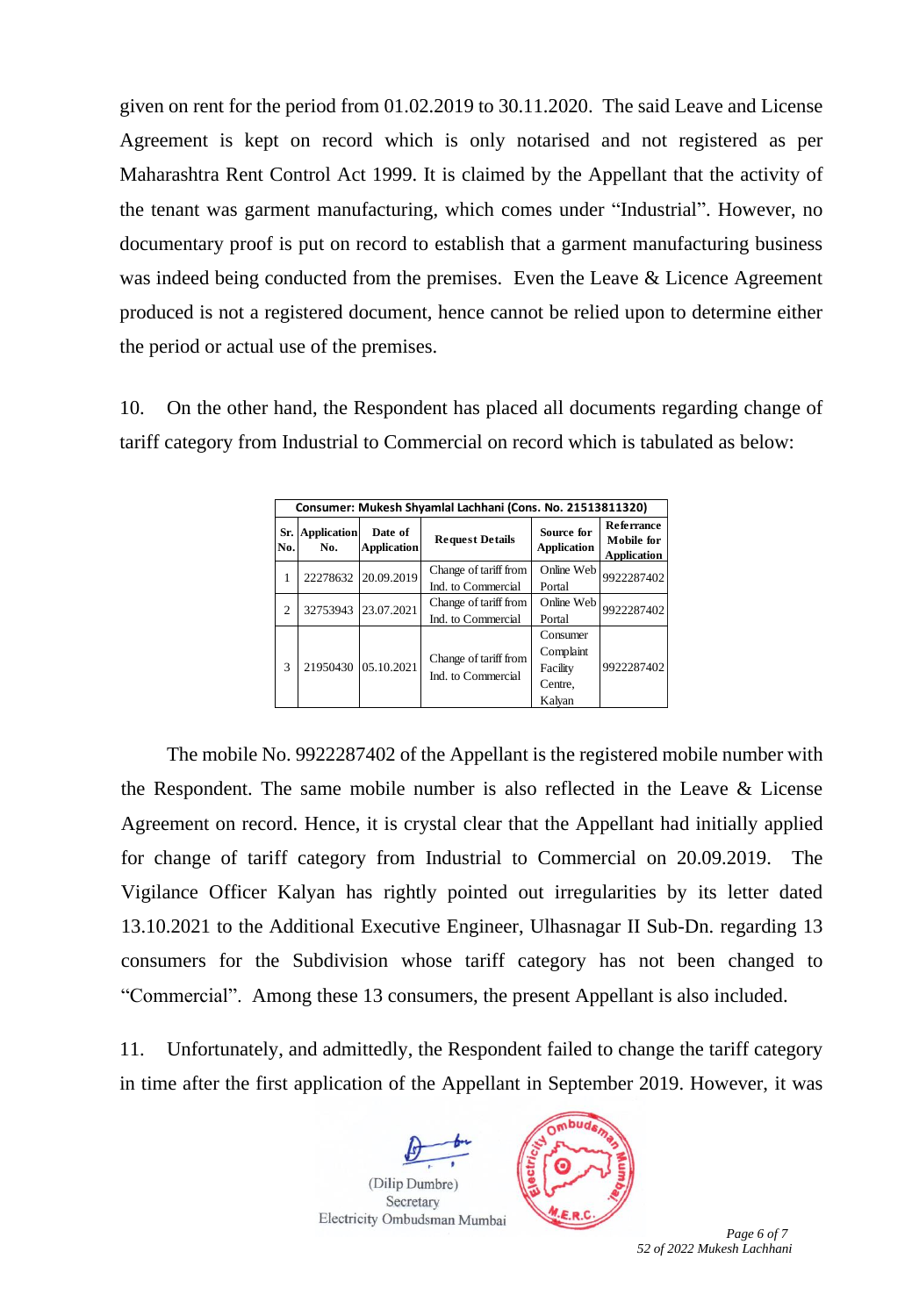given on rent for the period from 01.02.2019 to 30.11.2020. The said Leave and License Agreement is kept on record which is only notarised and not registered as per Maharashtra Rent Control Act 1999. It is claimed by the Appellant that the activity of the tenant was garment manufacturing, which comes under "Industrial". However, no documentary proof is put on record to establish that a garment manufacturing business was indeed being conducted from the premises. Even the Leave & Licence Agreement produced is not a registered document, hence cannot be relied upon to determine either the period or actual use of the premises.

10. On the other hand, the Respondent has placed all documents regarding change of tariff category from Industrial to Commercial on record which is tabulated as below:

| Consumer: Mukesh Shyamlal Lachhani (Cons. No. 21513811320) | | | | | |
|---|---|---|---|---|---|
| **Sr. No.** | **Application No.** | **Date of Application** | **Request Details** | **Source for Application** | **Referrance Mobile for Application** |
| 1 | 22278632 | 20.09.2019 | Change of tariff from Ind. to Commercial | Online Web Portal | 9922287402 |
| 2 | 32753943 | 23.07.2021 | Change of tariff from Ind. to Commercial | Online Web Portal | 9922287402 |
| 3 | 21950430 | 05.10.2021 | Change of tariff from Ind. to Commercial | Consumer Complaint Facility Centre, Kalyan | 9922287402 |

The mobile No. 9922287402 of the Appellant is the registered mobile number with the Respondent. The same mobile number is also reflected in the Leave & License Agreement on record. Hence, it is crystal clear that the Appellant had initially applied for change of tariff category from Industrial to Commercial on 20.09.2019. The Vigilance Officer Kalyan has rightly pointed out irregularities by its letter dated 13.10.2021 to the Additional Executive Engineer, Ulhasnagar II Sub-Dn. regarding 13 consumers for the Subdivision whose tariff category has not been changed to "Commercial". Among these 13 consumers, the present Appellant is also included.

11. Unfortunately, and admittedly, the Respondent failed to change the tariff category in time after the first application of the Appellant in September 2019. However, it was

(Dilip Dumbre)
Secretary
Electricity Ombudsman Mumbai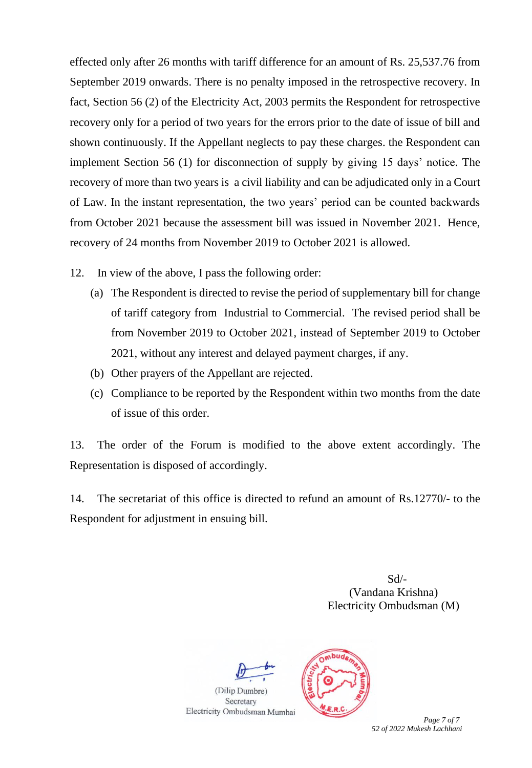effected only after 26 months with tariff difference for an amount of Rs. 25,537.76 from September 2019 onwards. There is no penalty imposed in the retrospective recovery. In fact, Section 56 (2) of the Electricity Act, 2003 permits the Respondent for retrospective recovery only for a period of two years for the errors prior to the date of issue of bill and shown continuously. If the Appellant neglects to pay these charges. the Respondent can implement Section 56 (1) for disconnection of supply by giving 15 days' notice. The recovery of more than two years is a civil liability and can be adjudicated only in a Court of Law. In the instant representation, the two years' period can be counted backwards from October 2021 because the assessment bill was issued in November 2021. Hence, recovery of 24 months from November 2019 to October 2021 is allowed.

12. In view of the above, I pass the following order:

   (a) The Respondent is directed to revise the period of supplementary bill for change of tariff category from Industrial to Commercial. The revised period shall be from November 2019 to October 2021, instead of September 2019 to October 2021, without any interest and delayed payment charges, if any.

   (b) Other prayers of the Appellant are rejected.

   (c) Compliance to be reported by the Respondent within two months from the date of issue of this order.

13. The order of the Forum is modified to the above extent accordingly. The Representation is disposed of accordingly.

14. The secretariat of this office is directed to refund an amount of Rs.12770/- to the Respondent for adjustment in ensuing bill.

Sd/-
(Vandana Krishna)
Electricity Ombudsman (M)

(Dilip Dumbre)
Secretary
Electricity Ombudsman Mumbai